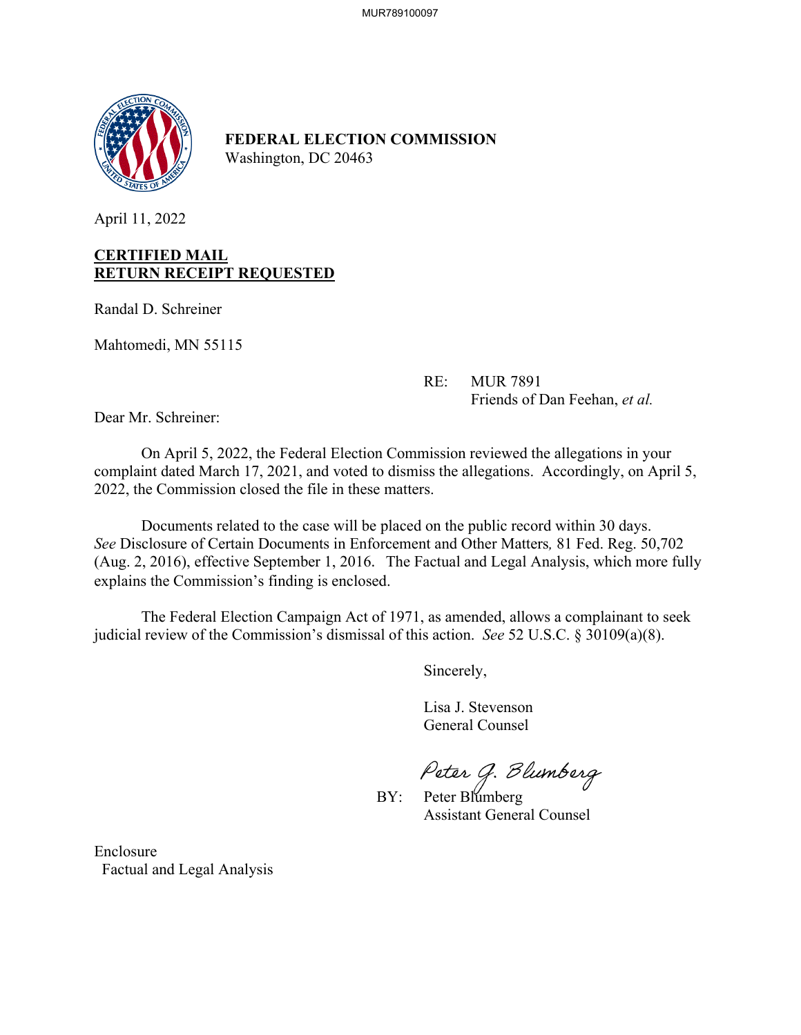**FEDERAL ELECTION COMMISSION**
Washington, DC 20463

April 11, 2022

**CERTIFIED MAIL**
**RETURN RECEIPT REQUESTED**

Randal D. Schreiner

Mahtomedi, MN 55115

RE: MUR 7891
Friends of Dan Feehan, *et al.*

Dear Mr. Schreiner:

On April 5, 2022, the Federal Election Commission reviewed the allegations in your complaint dated March 17, 2021, and voted to dismiss the allegations. Accordingly, on April 5, 2022, the Commission closed the file in these matters.

Documents related to the case will be placed on the public record within 30 days. *See* Disclosure of Certain Documents in Enforcement and Other Matters*,* 81 Fed. Reg. 50,702 (Aug. 2, 2016), effective September 1, 2016. The Factual and Legal Analysis, which more fully explains the Commission's finding is enclosed.

The Federal Election Campaign Act of 1971, as amended, allows a complainant to seek judicial review of the Commission's dismissal of this action. *See* 52 U.S.C. § 30109(a)(8).

Sincerely,

Lisa J. Stevenson
General Counsel

BY: Peter Blumberg
Assistant General Counsel

Enclosure
Factual and Legal Analysis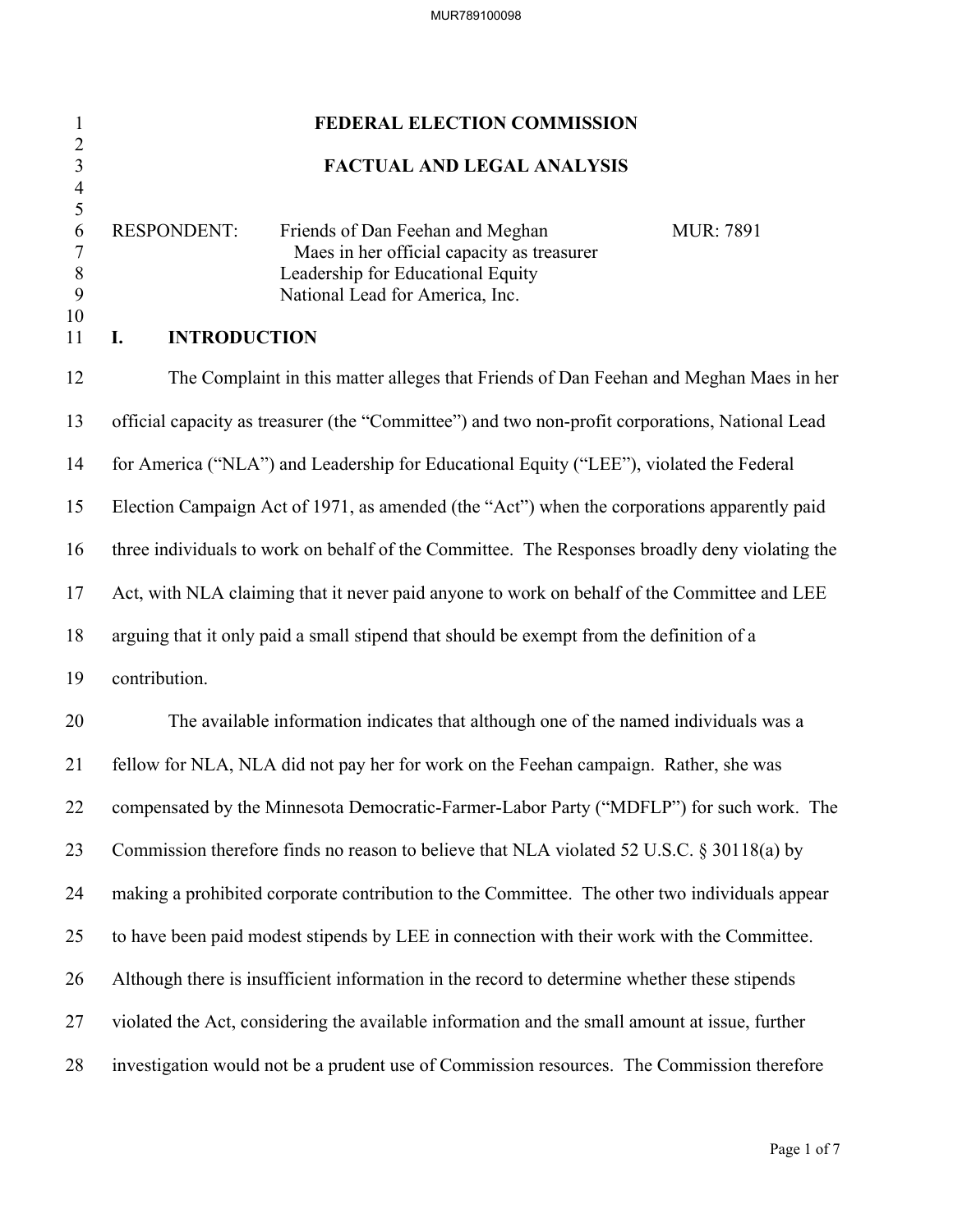# FEDERAL ELECTION COMMISSION

## FACTUAL AND LEGAL ANALYSIS

RESPONDENT: Friends of Dan Feehan and Meghan Maes in her official capacity as treasurer
Leadership for Educational Equity
National Lead for America, Inc.

MUR: 7891

## I. INTRODUCTION

The Complaint in this matter alleges that Friends of Dan Feehan and Meghan Maes in her official capacity as treasurer (the "Committee") and two non-profit corporations, National Lead for America ("NLA") and Leadership for Educational Equity ("LEE"), violated the Federal Election Campaign Act of 1971, as amended (the "Act") when the corporations apparently paid three individuals to work on behalf of the Committee. The Responses broadly deny violating the Act, with NLA claiming that it never paid anyone to work on behalf of the Committee and LEE arguing that it only paid a small stipend that should be exempt from the definition of a contribution.

The available information indicates that although one of the named individuals was a fellow for NLA, NLA did not pay her for work on the Feehan campaign. Rather, she was compensated by the Minnesota Democratic-Farmer-Labor Party ("MDFLP") for such work. The Commission therefore finds no reason to believe that NLA violated 52 U.S.C. § 30118(a) by making a prohibited corporate contribution to the Committee. The other two individuals appear to have been paid modest stipends by LEE in connection with their work with the Committee. Although there is insufficient information in the record to determine whether these stipends violated the Act, considering the available information and the small amount at issue, further investigation would not be a prudent use of Commission resources. The Commission therefore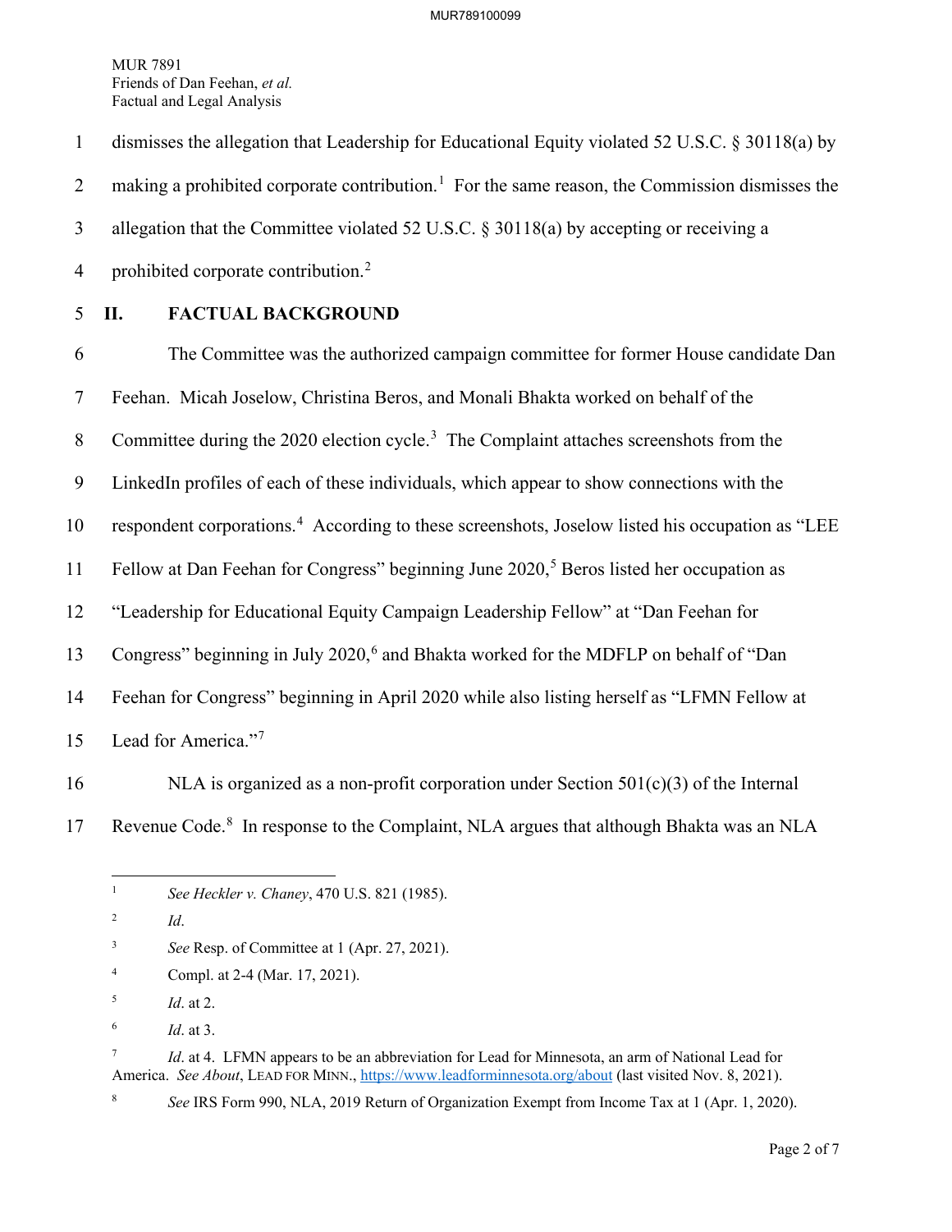dismisses the allegation that Leadership for Educational Equity violated 52 U.S.C. § 30118(a) by making a prohibited corporate contribution.[1] For the same reason, the Commission dismisses the allegation that the Committee violated 52 U.S.C. § 30118(a) by accepting or receiving a prohibited corporate contribution.[2]

## II. FACTUAL BACKGROUND

The Committee was the authorized campaign committee for former House candidate Dan Feehan. Micah Joselow, Christina Beros, and Monali Bhakta worked on behalf of the Committee during the 2020 election cycle.[3] The Complaint attaches screenshots from the LinkedIn profiles of each of these individuals, which appear to show connections with the respondent corporations.[4] According to these screenshots, Joselow listed his occupation as "LEE Fellow at Dan Feehan for Congress" beginning June 2020,[5] Beros listed her occupation as "Leadership for Educational Equity Campaign Leadership Fellow" at "Dan Feehan for Congress" beginning in July 2020,[6] and Bhakta worked for the MDFLP on behalf of "Dan Feehan for Congress" beginning in April 2020 while also listing herself as "LFMN Fellow at Lead for America."[7]

NLA is organized as a non-profit corporation under Section 501(c)(3) of the Internal Revenue Code.[8] In response to the Complaint, NLA argues that although Bhakta was an NLA

---

[1] *See Heckler v. Chaney*, 470 U.S. 821 (1985).

[2] *Id*.

[3] *See* Resp. of Committee at 1 (Apr. 27, 2021).

[4] Compl. at 2-4 (Mar. 17, 2021).

[5] *Id*. at 2.

[6] *Id*. at 3.

[7] *Id*. at 4. LFMN appears to be an abbreviation for Lead for Minnesota, an arm of National Lead for America. *See About*, LEAD FOR MINN., https://www.leadforminnesota.org/about (last visited Nov. 8, 2021).

[8] *See* IRS Form 990, NLA, 2019 Return of Organization Exempt from Income Tax at 1 (Apr. 1, 2020).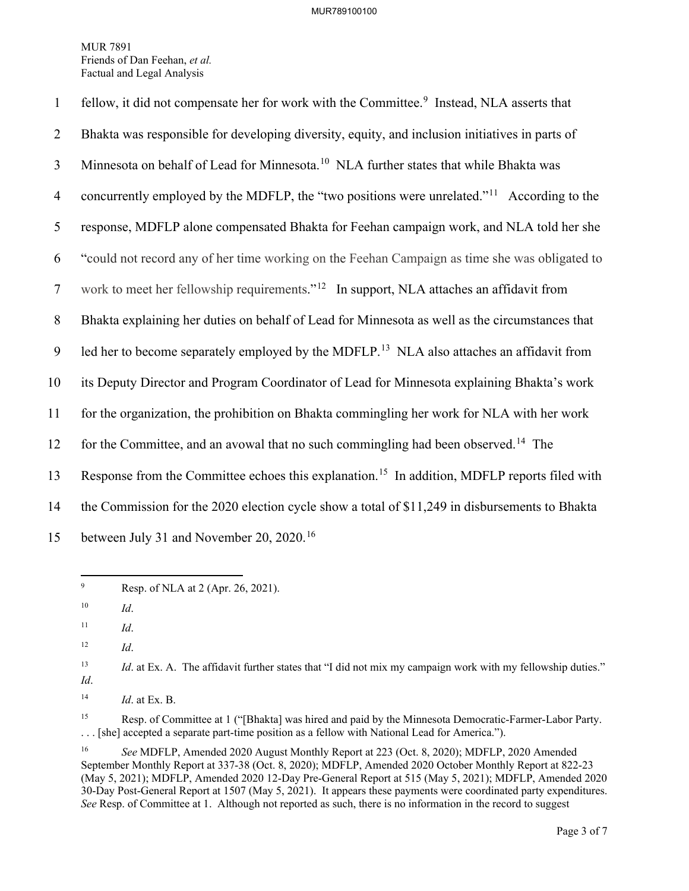fellow, it did not compensate her for work with the Committee.[9] Instead, NLA asserts that Bhakta was responsible for developing diversity, equity, and inclusion initiatives in parts of Minnesota on behalf of Lead for Minnesota.[10] NLA further states that while Bhakta was concurrently employed by the MDFLP, the "two positions were unrelated."[11] According to the response, MDFLP alone compensated Bhakta for Feehan campaign work, and NLA told her she "could not record any of her time working on the Feehan Campaign as time she was obligated to work to meet her fellowship requirements."[12] In support, NLA attaches an affidavit from Bhakta explaining her duties on behalf of Lead for Minnesota as well as the circumstances that led her to become separately employed by the MDFLP.[13] NLA also attaches an affidavit from its Deputy Director and Program Coordinator of Lead for Minnesota explaining Bhakta's work for the organization, the prohibition on Bhakta commingling her work for NLA with her work for the Committee, and an avowal that no such commingling had been observed.[14] The Response from the Committee echoes this explanation.[15] In addition, MDFLP reports filed with the Commission for the 2020 election cycle show a total of $11,249 in disbursements to Bhakta between July 31 and November 20, 2020.[16]

---

[9] Resp. of NLA at 2 (Apr. 26, 2021).

[10] *Id*.

[11] *Id*.

[12] *Id*.

[13] *Id*. at Ex. A. The affidavit further states that "I did not mix my campaign work with my fellowship duties." *Id*.

[14] *Id*. at Ex. B.

[15] Resp. of Committee at 1 ("[Bhakta] was hired and paid by the Minnesota Democratic-Farmer-Labor Party. . . . [she] accepted a separate part-time position as a fellow with National Lead for America.").

[16] *See* MDFLP, Amended 2020 August Monthly Report at 223 (Oct. 8, 2020); MDFLP, 2020 Amended September Monthly Report at 337-38 (Oct. 8, 2020); MDFLP, Amended 2020 October Monthly Report at 822-23 (May 5, 2021); MDFLP, Amended 2020 12-Day Pre-General Report at 515 (May 5, 2021); MDFLP, Amended 2020 30-Day Post-General Report at 1507 (May 5, 2021). It appears these payments were coordinated party expenditures. *See* Resp. of Committee at 1. Although not reported as such, there is no information in the record to suggest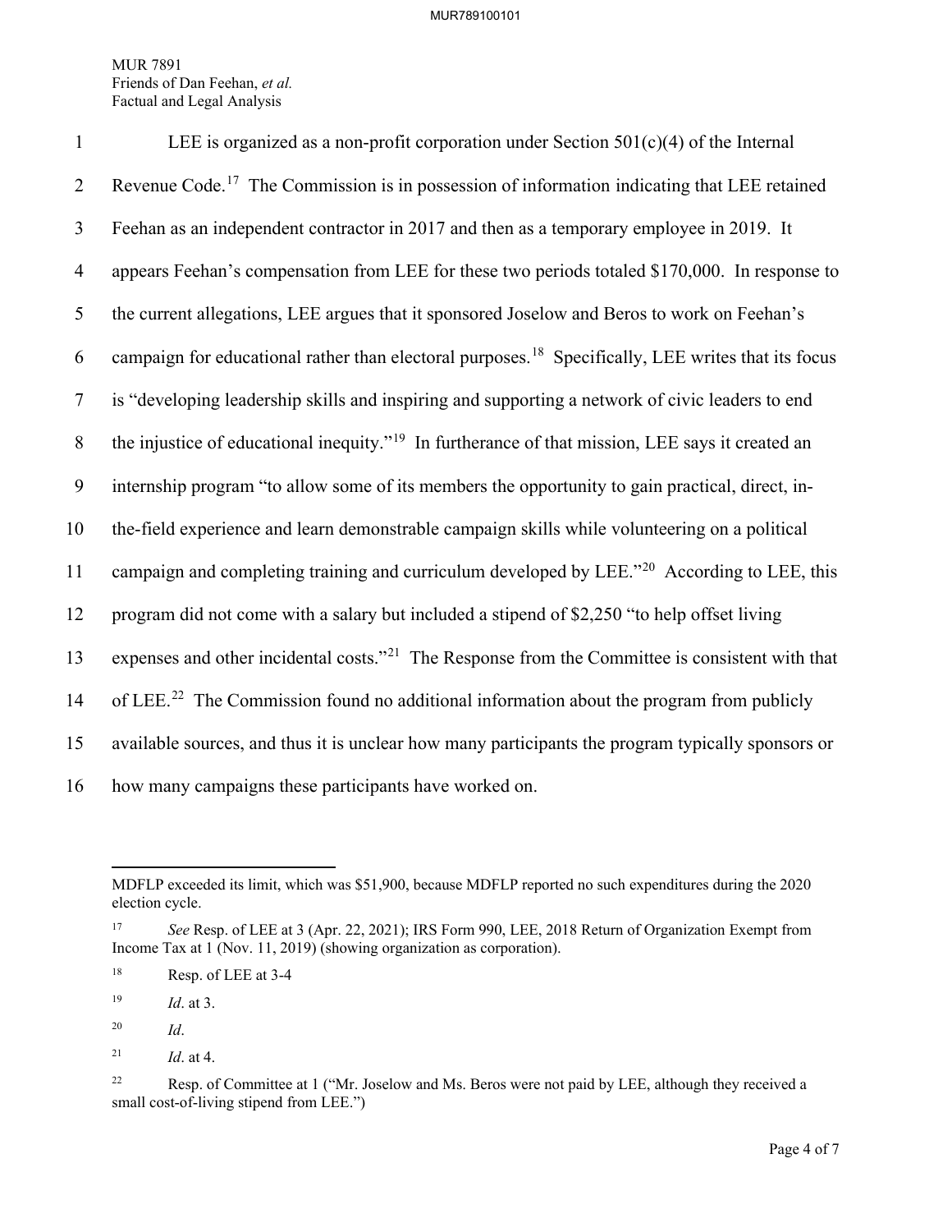LEE is organized as a non-profit corporation under Section 501(c)(4) of the Internal Revenue Code.[17] The Commission is in possession of information indicating that LEE retained Feehan as an independent contractor in 2017 and then as a temporary employee in 2019. It appears Feehan's compensation from LEE for these two periods totaled $170,000. In response to the current allegations, LEE argues that it sponsored Joselow and Beros to work on Feehan's campaign for educational rather than electoral purposes.[18] Specifically, LEE writes that its focus is "developing leadership skills and inspiring and supporting a network of civic leaders to end the injustice of educational inequity."[19] In furtherance of that mission, LEE says it created an internship program "to allow some of its members the opportunity to gain practical, direct, in-the-field experience and learn demonstrable campaign skills while volunteering on a political campaign and completing training and curriculum developed by LEE."[20] According to LEE, this program did not come with a salary but included a stipend of $2,250 "to help offset living expenses and other incidental costs."[21] The Response from the Committee is consistent with that of LEE.[22] The Commission found no additional information about the program from publicly available sources, and thus it is unclear how many participants the program typically sponsors or how many campaigns these participants have worked on.

---

MDFLP exceeded its limit, which was $51,900, because MDFLP reported no such expenditures during the 2020 election cycle.

[17] *See* Resp. of LEE at 3 (Apr. 22, 2021); IRS Form 990, LEE, 2018 Return of Organization Exempt from Income Tax at 1 (Nov. 11, 2019) (showing organization as corporation).

[18] Resp. of LEE at 3-4

[19] *Id*. at 3.

[20] *Id*.

[21] *Id*. at 4.

[22] Resp. of Committee at 1 ("Mr. Joselow and Ms. Beros were not paid by LEE, although they received a small cost-of-living stipend from LEE.")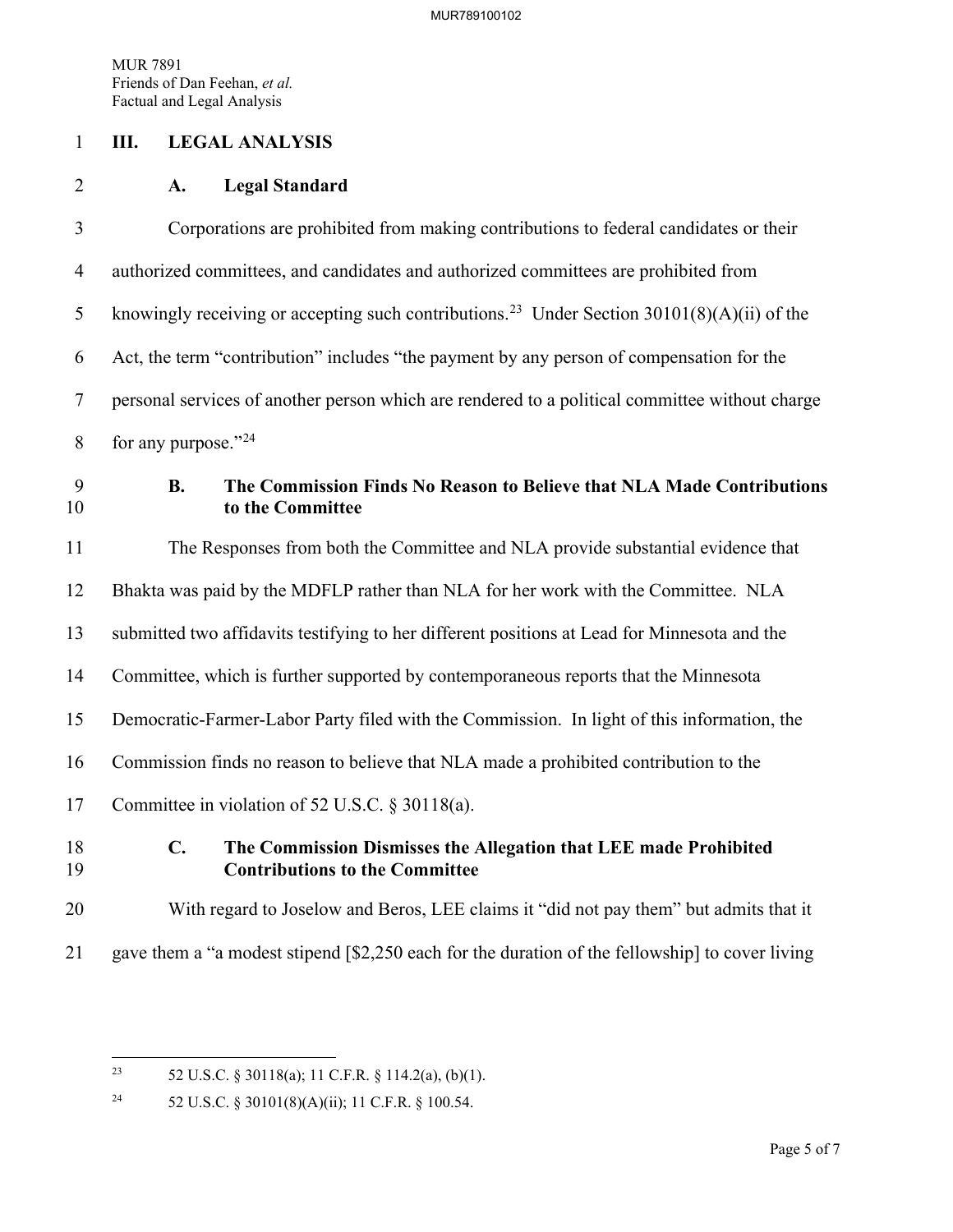# III. LEGAL ANALYSIS

## A. Legal Standard

Corporations are prohibited from making contributions to federal candidates or their authorized committees, and candidates and authorized committees are prohibited from knowingly receiving or accepting such contributions.[23] Under Section 30101(8)(A)(ii) of the Act, the term "contribution" includes "the payment by any person of compensation for the personal services of another person which are rendered to a political committee without charge for any purpose."[24]

## B. The Commission Finds No Reason to Believe that NLA Made Contributions to the Committee

The Responses from both the Committee and NLA provide substantial evidence that Bhakta was paid by the MDFLP rather than NLA for her work with the Committee. NLA submitted two affidavits testifying to her different positions at Lead for Minnesota and the Committee, which is further supported by contemporaneous reports that the Minnesota Democratic-Farmer-Labor Party filed with the Commission. In light of this information, the Commission finds no reason to believe that NLA made a prohibited contribution to the Committee in violation of 52 U.S.C. § 30118(a).

## C. The Commission Dismisses the Allegation that LEE made Prohibited Contributions to the Committee

With regard to Joselow and Beros, LEE claims it "did not pay them" but admits that it gave them a "a modest stipend [$2,250 each for the duration of the fellowship] to cover living

---

[23] 52 U.S.C. § 30118(a); 11 C.F.R. § 114.2(a), (b)(1).

[24] 52 U.S.C. § 30101(8)(A)(ii); 11 C.F.R. § 100.54.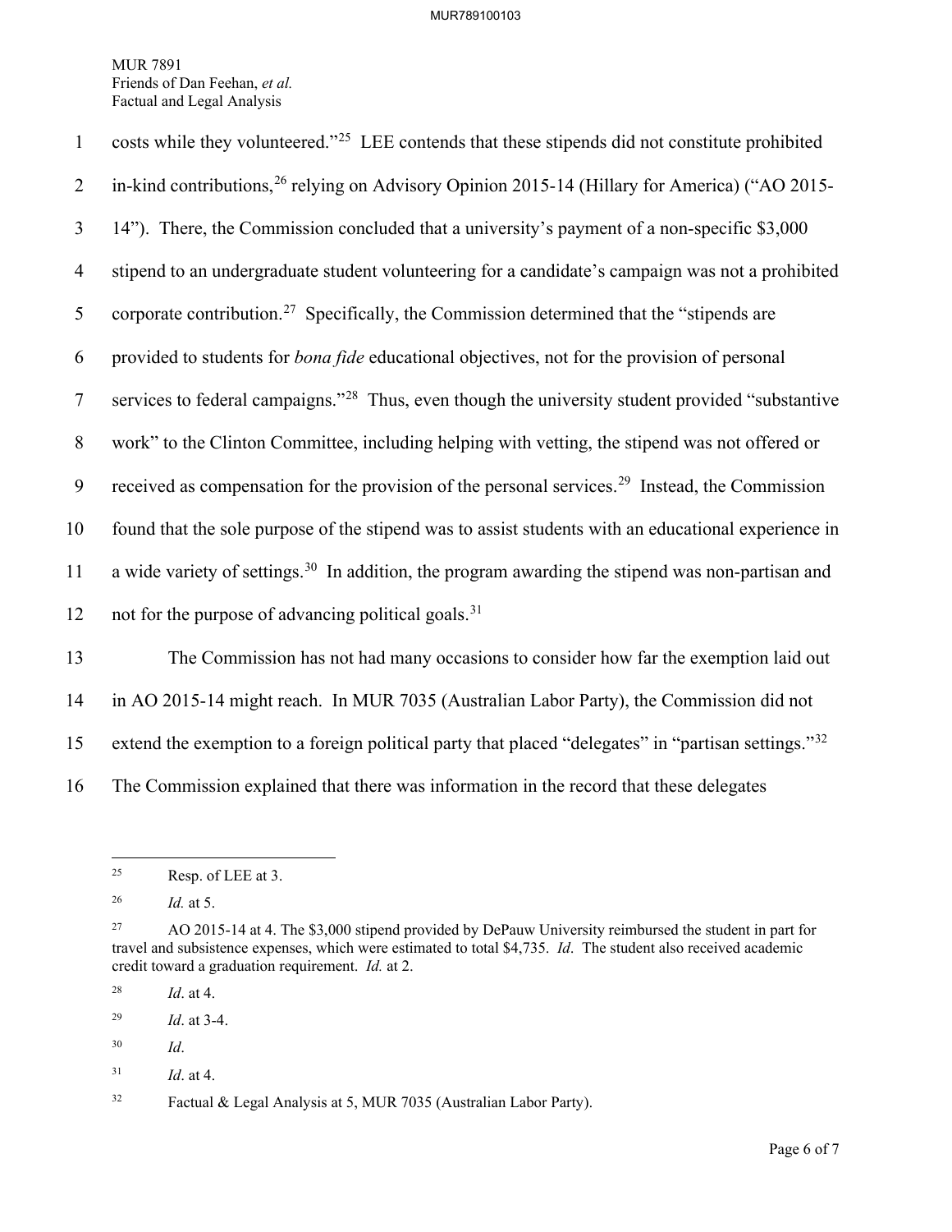costs while they volunteered."[25] LEE contends that these stipends did not constitute prohibited in-kind contributions,[26] relying on Advisory Opinion 2015-14 (Hillary for America) ("AO 2015-14"). There, the Commission concluded that a university's payment of a non-specific $3,000 stipend to an undergraduate student volunteering for a candidate's campaign was not a prohibited corporate contribution.[27] Specifically, the Commission determined that the "stipends are provided to students for *bona fide* educational objectives, not for the provision of personal services to federal campaigns."[28] Thus, even though the university student provided "substantive work" to the Clinton Committee, including helping with vetting, the stipend was not offered or received as compensation for the provision of the personal services.[29] Instead, the Commission found that the sole purpose of the stipend was to assist students with an educational experience in a wide variety of settings.[30] In addition, the program awarding the stipend was non-partisan and not for the purpose of advancing political goals.[31]

The Commission has not had many occasions to consider how far the exemption laid out in AO 2015-14 might reach. In MUR 7035 (Australian Labor Party), the Commission did not extend the exemption to a foreign political party that placed "delegates" in "partisan settings."[32] The Commission explained that there was information in the record that these delegates

---

[25] Resp. of LEE at 3.

[26] *Id.* at 5.

[27] AO 2015-14 at 4. The $3,000 stipend provided by DePauw University reimbursed the student in part for travel and subsistence expenses, which were estimated to total $4,735. *Id*. The student also received academic credit toward a graduation requirement. *Id.* at 2.

[28] *Id*. at 4.

[29] *Id*. at 3-4.

[30] *Id*.

[31] *Id*. at 4.

[32] Factual & Legal Analysis at 5, MUR 7035 (Australian Labor Party).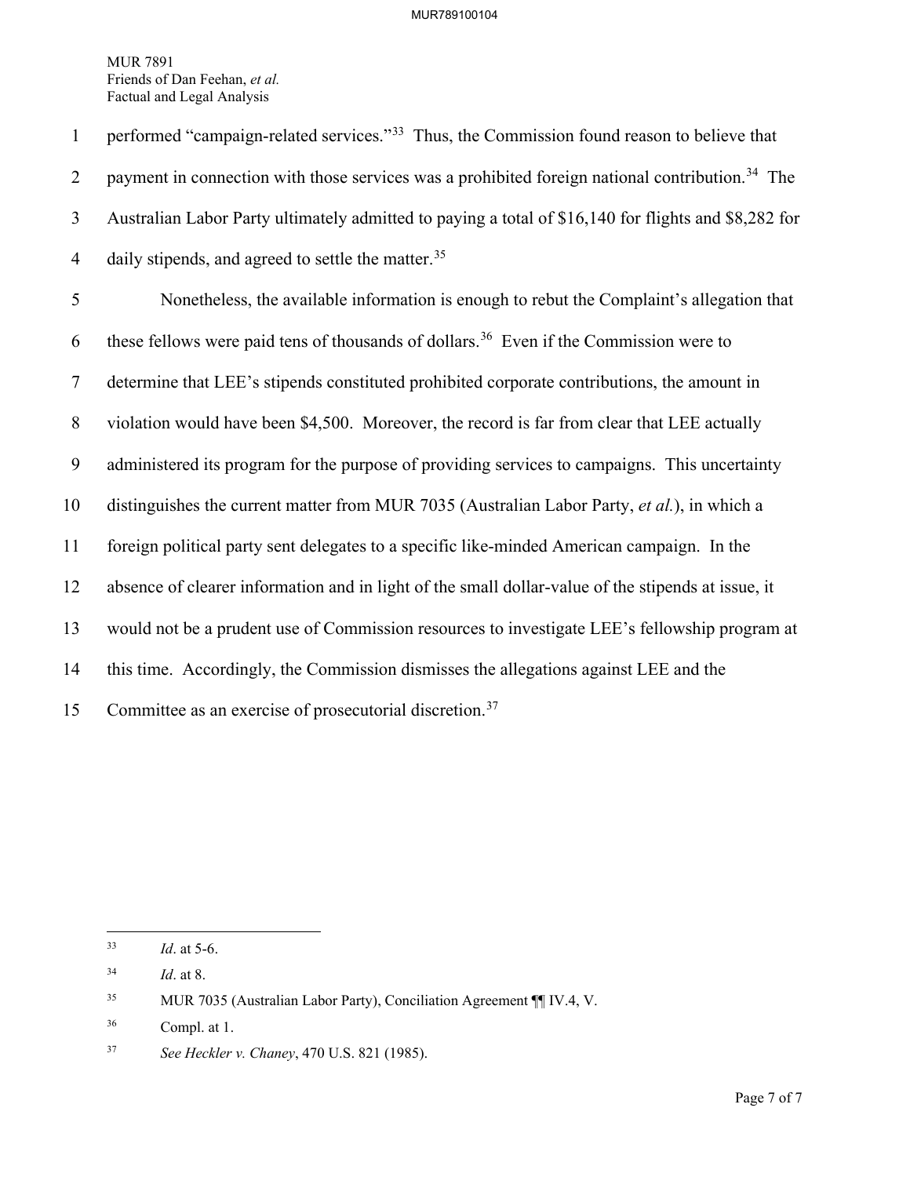performed "campaign-related services."[33] Thus, the Commission found reason to believe that payment in connection with those services was a prohibited foreign national contribution.[34] The Australian Labor Party ultimately admitted to paying a total of $16,140 for flights and $8,282 for daily stipends, and agreed to settle the matter.[35]

Nonetheless, the available information is enough to rebut the Complaint's allegation that these fellows were paid tens of thousands of dollars.[36] Even if the Commission were to determine that LEE's stipends constituted prohibited corporate contributions, the amount in violation would have been $4,500. Moreover, the record is far from clear that LEE actually administered its program for the purpose of providing services to campaigns. This uncertainty distinguishes the current matter from MUR 7035 (Australian Labor Party, *et al.*), in which a foreign political party sent delegates to a specific like-minded American campaign. In the absence of clearer information and in light of the small dollar-value of the stipends at issue, it would not be a prudent use of Commission resources to investigate LEE's fellowship program at this time. Accordingly, the Commission dismisses the allegations against LEE and the Committee as an exercise of prosecutorial discretion.[37]

---

[33] *Id*. at 5-6.

[34] *Id*. at 8.

[35] MUR 7035 (Australian Labor Party), Conciliation Agreement ¶¶ IV.4, V.

[36] Compl. at 1.

[37] *See Heckler v. Chaney*, 470 U.S. 821 (1985).